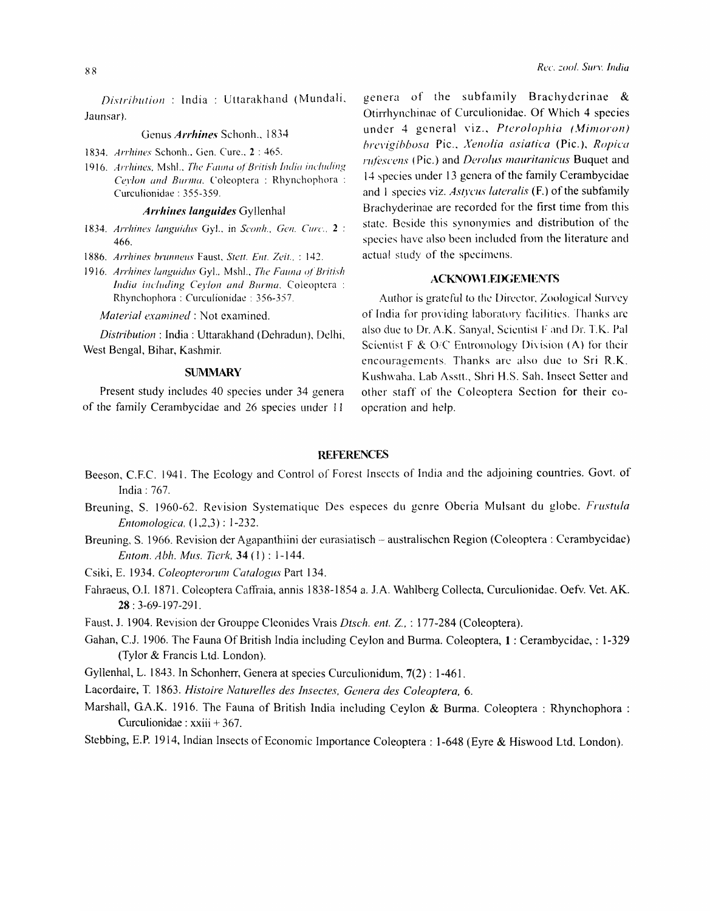*Distribution* : India : Uttarakhand (Mundali, Jaunsar).

### Genus *Arrhines* Schonh., 1834

1834. *Arrhines* Schonh., Gen. Curc., **2** : 465.

1916. *Arrhines*, Mshl., *The Fauna of British India including Ceylon and Burma*. Coleoptera : Rhynchophora : Curculionidae : 355-359.

### *Arrhines languides* Gyllenhal

1834. *Arrhines languidus* Gyl., in *Sconh., Gen. Curc.*, **2** : 466.

1886. *Arrhines brunneus* Faust, *Stett. Ent. Zeit.*, : 142.

1916. *Arrhines languidus* Gyl., Mshl., *The Fauna of British India including Ceylon and Burma*. Coleoptera : Rhynchophora : Curculionidae : 356-357.

*Material examined* : Not examined.

*Distribution* : India : Uttarakhand (Dehradun), Delhi, West Bengal, Bihar, Kashmir.

## SUMMARY

Present study includes 40 species under 34 genera of the family Cerambycidae and 26 species under 11 genera of the subfamily Brachyderinae & Otirrhynchinae of Curculionidae. Of Which 4 species under 4 general viz., *Pterolophia (Mimoron) brevigibbosa* Pic., *Xenolia asiatica* (Pic.), *Ropica rufescens* (Pic.) and *Derolus mauritanicus* Buquet and 14 species under 13 genera of the family Cerambycidae and 1 species viz. *Astycus lateralis* (F.) of the subfamily Brachyderinae are recorded for the first time from this state. Beside this synonymies and distribution of the species have also been included from the literature and actual study of the specimens.

## ACKNOWLEDGEMENTS

Author is grateful to the Director, Zoological Survey of India for providing laboratory facilities. Thanks are also due to Dr. A.K. Sanyal, Scientist F and Dr. T.K. Pal Scientist F & O/C Entromology Division (A) for their encouragements. Thanks are also due to Sri R.K. Kushwaha, Lab Asstt., Shri H.S. Sah, Insect Setter and other staff of the Coleoptera Section for their co-operation and help.

## REFERENCES

Beeson, C.F.C. 1941. The Ecology and Control of Forest Insects of India and the adjoining countries. Govt. of India : 767.

Breuning, S. 1960-62. Revision Systematique Des especes du genre Oberia Mulsant du globe. *Frustula Entomologica*, (1,2,3) : 1-232.

Breuning, S. 1966. Revision der Agapanthiini der eurasiatisch – australischen Region (Coleoptera : Cerambycidae) *Entom. Abh. Mus. Tierk,* **34** (1) : 1-144.

Csiki, E. 1934. *Coleopterorum Catalogus* Part 134.

Fahraeus, O.I. 1871. Coleoptera Caffraia, annis 1838-1854 a. J.A. Wahlberg Collecta, Curculionidae. Oefv. Vet. AK. **28** : 3-69-197-291.

Faust, J. 1904. Revision der Grouppe Cleonides Vrais *Dtsch. ent. Z.*, : 177-284 (Coleoptera).

Gahan, C.J. 1906. The Fauna Of British India including Ceylon and Burma. Coleoptera, **1** : Cerambycidae, : 1-329 (Tylor & Francis Ltd. London).

Gyllenhal, L. 1843. In Schonherr, Genera at species Curculionidum, **7**(2) : 1-461.

Lacordaire, T. 1863. *Histoire Naturelles des Insectes, Genera des Coleoptera,* 6.

Marshall, G.A.K. 1916. The Fauna of British India including Ceylon & Burma. Coleoptera : Rhynchophora : Curculionidae : xxiii + 367.

Stebbing, E.P. 1914, Indian Insects of Economic Importance Coleoptera : 1-648 (Eyre & Hiswood Ltd. London).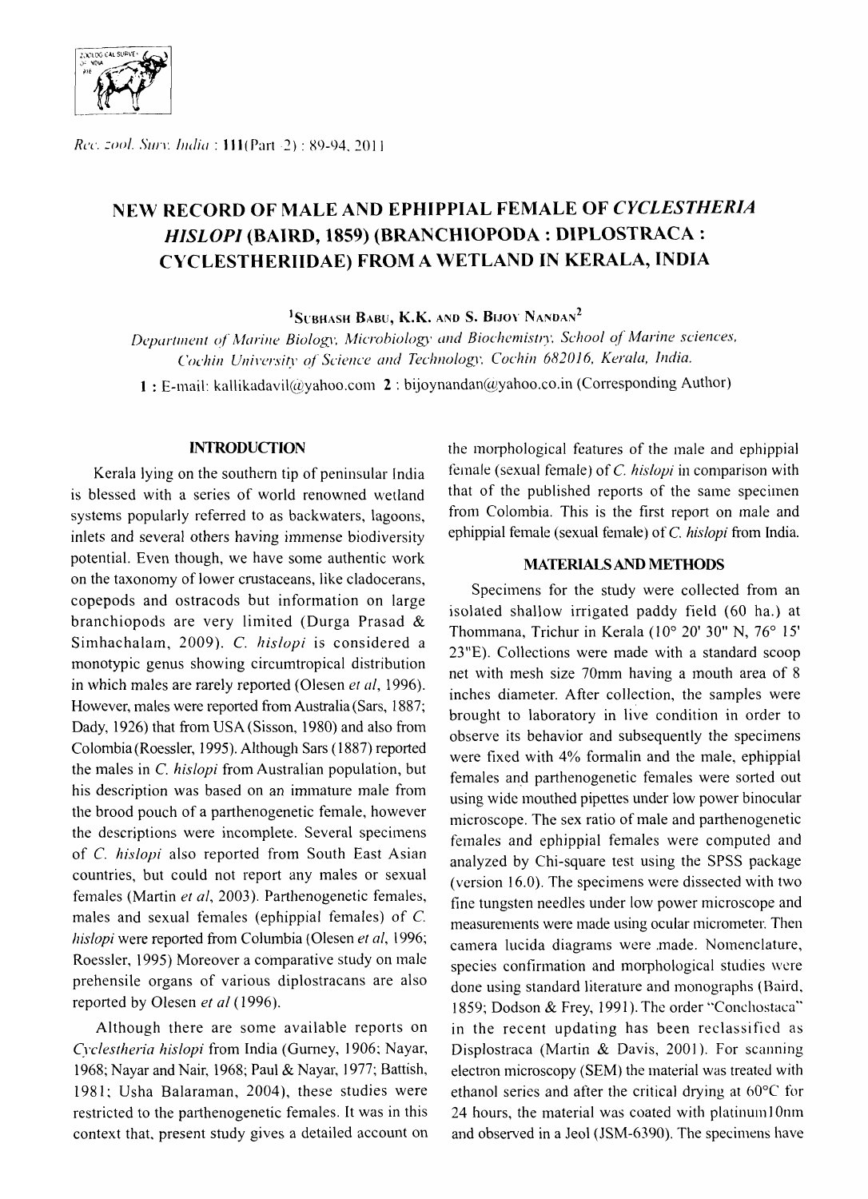# NEW RECORD OF MALE AND EPHIPPIAL FEMALE OF *CYCLESTHERIA HISLOPI* (BAIRD, 1859) (BRANCHIOPODA : DIPLOSTRACA : CYCLESTHERIIDAE) FROM A WETLAND IN KERALA, INDIA

[1]SUBHASH BABU, K.K. AND S. BIJOY NANDAN[2]

*Department of Marine Biology, Microbiology and Biochemistry, School of Marine sciences, Cochin University of Science and Technology, Cochin 682016, Kerala, India.*

1 : E-mail: kallikadavil@yahoo.com 2 : bijoynandan@yahoo.co.in (Corresponding Author)

## INTRODUCTION

Kerala lying on the southern tip of peninsular India is blessed with a series of world renowned wetland systems popularly referred to as backwaters, lagoons, inlets and several others having immense biodiversity potential. Even though, we have some authentic work on the taxonomy of lower crustaceans, like cladocerans, copepods and ostracods but information on large branchiopods are very limited (Durga Prasad & Simhachalam, 2009). *C. hislopi* is considered a monotypic genus showing circumtropical distribution in which males are rarely reported (Olesen *et al*, 1996). However, males were reported from Australia (Sars, 1887; Dady, 1926) that from USA (Sisson, 1980) and also from Colombia (Roessler, 1995). Although Sars (1887) reported the males in *C. hislopi* from Australian population, but his description was based on an immature male from the brood pouch of a parthenogenetic female, however the descriptions were incomplete. Several specimens of *C. hislopi* also reported from South East Asian countries, but could not report any males or sexual females (Martin *et al*, 2003). Parthenogenetic females, males and sexual females (ephippial females) of *C. hislopi* were reported from Columbia (Olesen *et al*, 1996; Roessler, 1995) Moreover a comparative study on male prehensile organs of various diplostracans are also reported by Olesen *et al* (1996).

Although there are some available reports on *Cyclestheria hislopi* from India (Gurney, 1906; Nayar, 1968; Nayar and Nair, 1968; Paul & Nayar, 1977; Battish, 1981; Usha Balaraman, 2004), these studies were restricted to the parthenogenetic females. It was in this context that, present study gives a detailed account on the morphological features of the male and ephippial female (sexual female) of *C. hislopi* in comparison with that of the published reports of the same specimen from Colombia. This is the first report on male and ephippial female (sexual female) of *C. hislopi* from India.

## MATERIALS AND METHODS

Specimens for the study were collected from an isolated shallow irrigated paddy field (60 ha.) at Thommana, Trichur in Kerala (10° 20' 30" N, 76° 15' 23"E). Collections were made with a standard scoop net with mesh size 70mm having a mouth area of 8 inches diameter. After collection, the samples were brought to laboratory in live condition in order to observe its behavior and subsequently the specimens were fixed with 4% formalin and the male, ephippial females and parthenogenetic females were sorted out using wide mouthed pipettes under low power binocular microscope. The sex ratio of male and parthenogenetic females and ephippial females were computed and analyzed by Chi-square test using the SPSS package (version 16.0). The specimens were dissected with two fine tungsten needles under low power microscope and measurements were made using ocular micrometer. Then camera lucida diagrams were made. Nomenclature, species confirmation and morphological studies were done using standard literature and monographs (Baird, 1859; Dodson & Frey, 1991). The order "Conchostaca" in the recent updating has been reclassified as Displostraca (Martin & Davis, 2001). For scanning electron microscopy (SEM) the material was treated with ethanol series and after the critical drying at 60°C for 24 hours, the material was coated with platinum10nm and observed in a Jeol (JSM-6390). The specimens have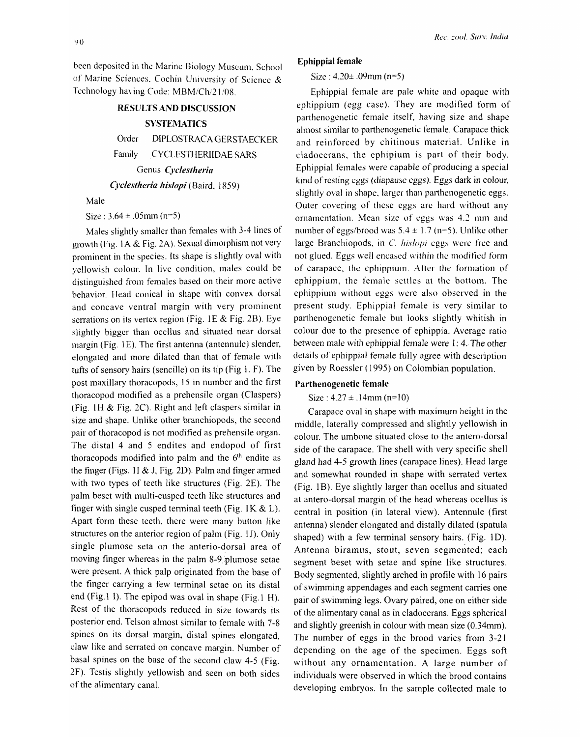been deposited in the Marine Biology Museum, School of Marine Sciences, Cochin University of Science & Technology having Code: MBM/Ch/21/08.

## RESULTS AND DISCUSSION

### SYSTEMATICS

Order DIPLOSTRACA GERSTAECKER

Family CYCLESTHERIIDAE SARS

Genus *Cyclestheria*

*Cyclestheria hislopi* (Baird, 1859)

Male

Size : 3.64 ± .05mm (n=5)

Males slightly smaller than females with 3-4 lines of growth (Fig. 1A & Fig. 2A). Sexual dimorphism not very prominent in the species. Its shape is slightly oval with yellowish colour. In live condition, males could be distinguished from females based on their more active behavior. Head conical in shape with convex dorsal and concave ventral margin with very prominent serrations on its vertex region (Fig. 1E & Fig. 2B). Eye slightly bigger than ocellus and situated near dorsal margin (Fig. 1E). The first antenna (antennule) slender, elongated and more dilated than that of female with tufts of sensory hairs (sencille) on its tip (Fig 1. F). The post maxillary thoracopods, 15 in number and the first thoracopod modified as a prehensile organ (Claspers) (Fig. 1H & Fig. 2C). Right and left claspers similar in size and shape. Unlike other branchiopods, the second pair of thoracopod is not modified as prehensile organ. The distal 4 and 5 endites and endopod of first thoracopods modified into palm and the 6[th] endite as the finger (Figs. 1I & J, Fig. 2D). Palm and finger armed with two types of teeth like structures (Fig. 2E). The palm beset with multi-cusped teeth like structures and finger with single cusped terminal teeth (Fig. 1K & L). Apart form these teeth, there were many button like structures on the anterior region of palm (Fig. 1J). Only single plumose seta on the anterio-dorsal area of moving finger whereas in the palm 8-9 plumose setae were present. A thick palp originated from the base of the finger carrying a few terminal setae on its distal end (Fig.1 I). The epipod was oval in shape (Fig.1 H). Rest of the thoracopods reduced in size towards its posterior end. Telson almost similar to female with 7-8 spines on its dorsal margin, distal spines elongated, claw like and serrated on concave margin. Number of basal spines on the base of the second claw 4-5 (Fig. 2F). Testis slightly yellowish and seen on both sides of the alimentary canal.

#### Ephippial female

Size : 4.20± .09mm (n=5)

Ephippial female are pale white and opaque with ephippium (egg case). They are modified form of parthenogenetic female itself, having size and shape almost similar to parthenogenetic female. Carapace thick and reinforced by chitinous material. Unlike in cladocerans, the ephipium is part of their body. Ephippial females were capable of producing a special kind of resting eggs (diapause eggs). Eggs dark in colour, slightly oval in shape, larger than parthenogenetic eggs. Outer covering of these eggs are hard without any ornamentation. Mean size of eggs was 4.2 mm and number of eggs/brood was 5.4 ± 1.7 (n=5). Unlike other large Branchiopods, in *C. hislopi* eggs were free and not glued. Eggs well encased within the modified form of carapace, the ephippium. After the formation of ephippium, the female settles at the bottom. The ephippium without eggs were also observed in the present study. Ephippial female is very similar to parthenogenetic female but looks slightly whitish in colour due to the presence of ephippia. Average ratio between male with ephippial female were 1: 4. The other details of ephippial female fully agree with description given by Roessler (1995) on Colombian population.

#### Parthenogenetic female

Size : 4.27 ± .14mm (n=10)

Carapace oval in shape with maximum height in the middle, laterally compressed and slightly yellowish in colour. The umbone situated close to the antero-dorsal side of the carapace. The shell with very specific shell gland had 4-5 growth lines (carapace lines). Head large and somewhat rounded in shape with serrated vertex (Fig. 1B). Eye slightly larger than ocellus and situated at antero-dorsal margin of the head whereas ocellus is central in position (in lateral view). Antennule (first antenna) slender elongated and distally dilated (spatula shaped) with a few terminal sensory hairs. (Fig. 1D). Antenna biramus, stout, seven segmented; each segment beset with setae and spine like structures. Body segmented, slightly arched in profile with 16 pairs of swimming appendages and each segment carries one pair of swimming legs. Ovary paired, one on either side of the alimentary canal as in cladocerans. Eggs spherical and slightly greenish in colour with mean size (0.34mm). The number of eggs in the brood varies from 3-21 depending on the age of the specimen. Eggs soft without any ornamentation. A large number of individuals were observed in which the brood contains developing embryos. In the sample collected male to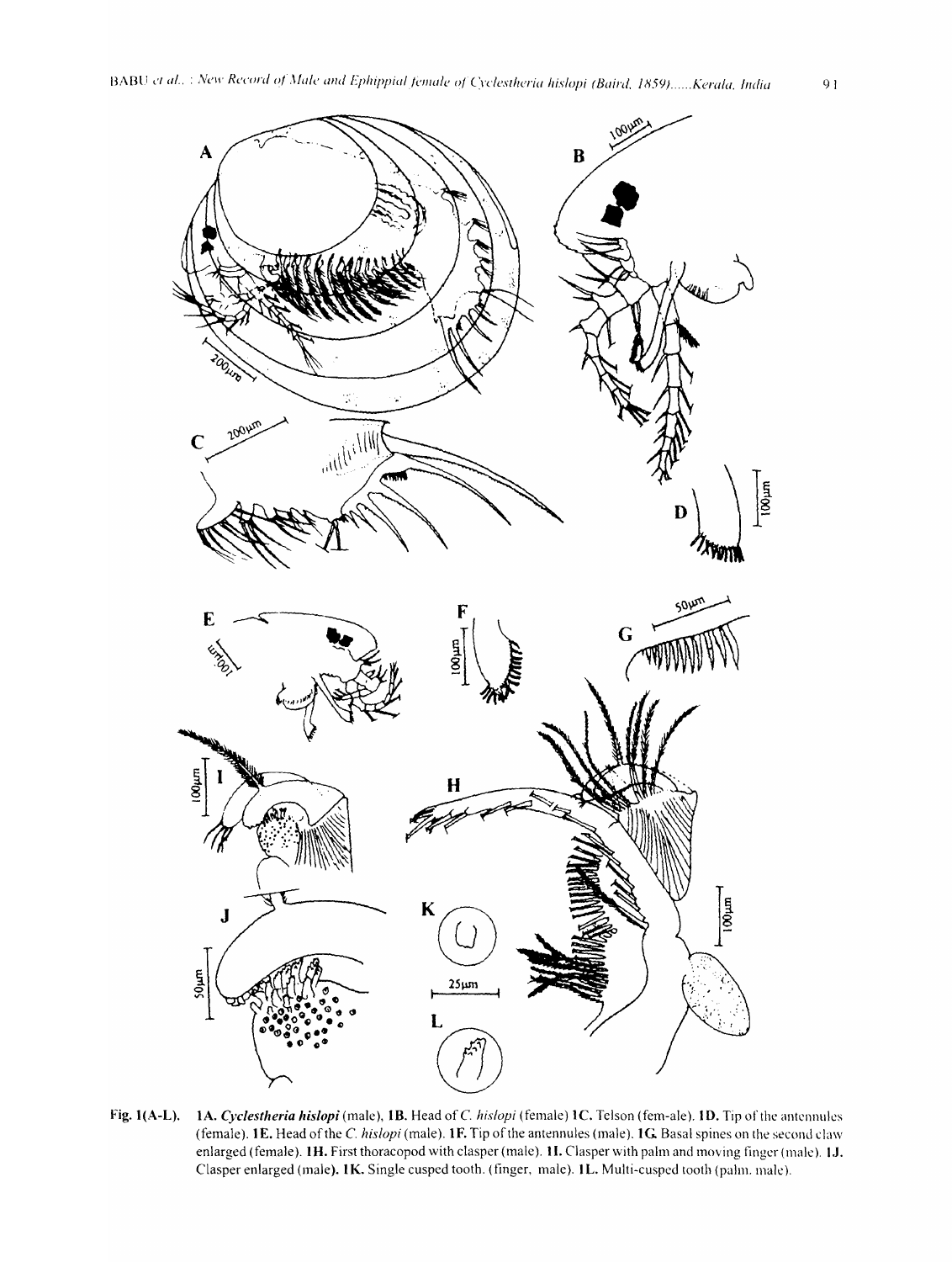Fig. 1(A-L). 1A. *Cyclestheria hislopi* (male). 1B. Head of *C. hislopi* (female) 1C. Telson (fem-ale). 1D. Tip of the antennules (female). 1E. Head of the *C. hislopi* (male). 1F. Tip of the antennules (male). 1G. Basal spines on the second claw enlarged (female). 1H. First thoracopod with clasper (male). 1I. Clasper with palm and moving finger (male). 1J. Clasper enlarged (male). 1K. Single cusped tooth. (finger, male). 1L. Multi-cusped tooth (palm. male).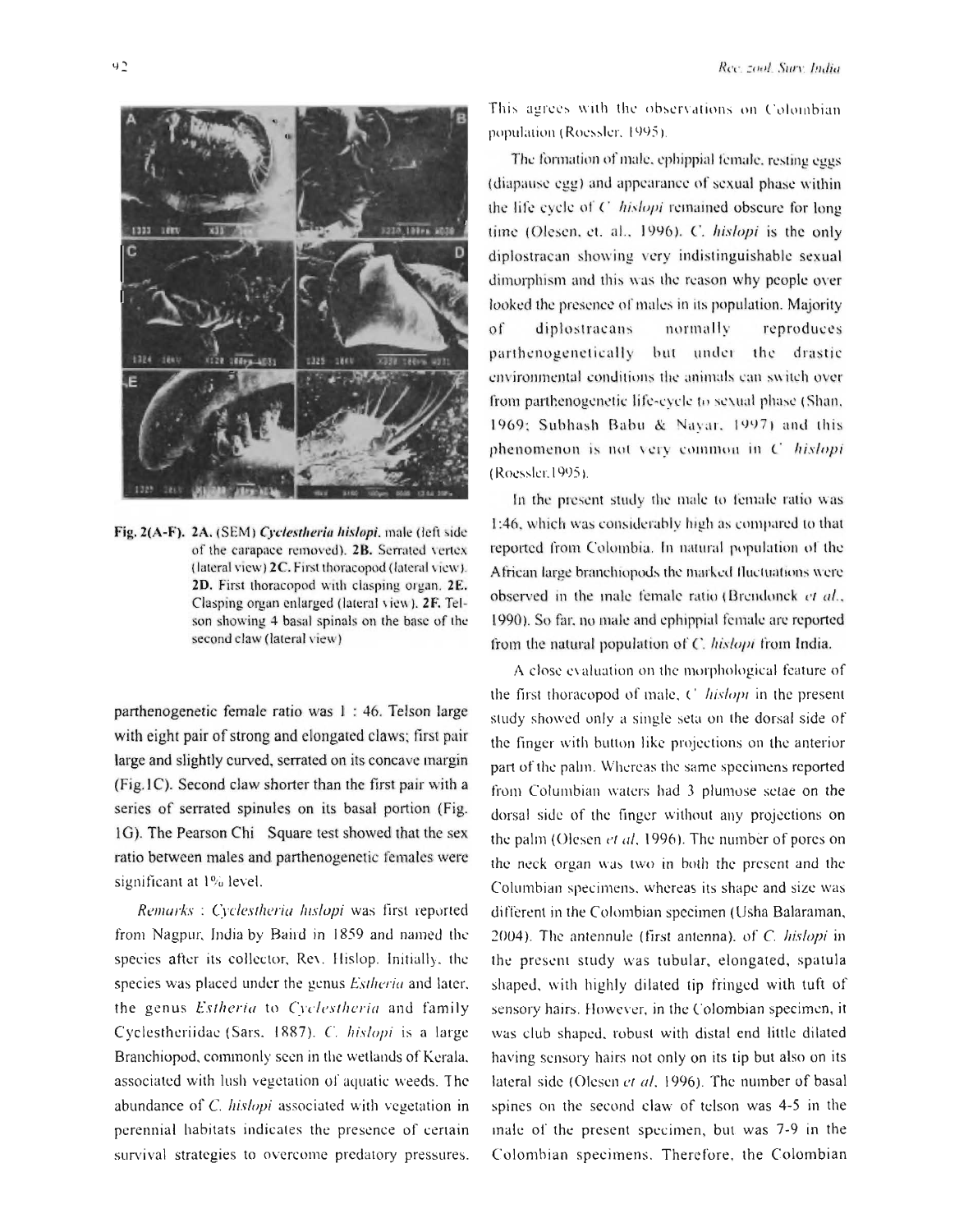Fig. 2(A-F). **2A.** (SEM) ***Cyclestheria hislopi***, male (left side of the carapace removed). **2B.** Serrated vertex (lateral view) **2C.** First thoracopod (lateral view). **2D.** First thoracopod with clasping organ. **2E.** Clasping organ enlarged (lateral view). **2F.** Telson showing 4 basal spinals on the base of the second claw (lateral view)

parthenogenetic female ratio was 1 : 46. Telson large with eight pair of strong and elongated claws; first pair large and slightly curved, serrated on its concave margin (Fig.1C). Second claw shorter than the first pair with a series of serrated spinules on its basal portion (Fig. 1G). The Pearson Chi Square test showed that the sex ratio between males and parthenogenetic females were significant at 1% level.

*Remarks* : *Cyclestheria hislopi* was first reported from Nagpur, India by Baird in 1859 and named the species after its collector, Rev. Hislop. Initially, the species was placed under the genus *Estheria* and later, the genus *Estheria* to *Cyclestheria* and family Cyclestheriidae (Sars, 1887). *C. hislopi* is a large Branchiopod, commonly seen in the wetlands of Kerala, associated with lush vegetation of aquatic weeds. The abundance of *C. hislopi* associated with vegetation in perennial habitats indicates the presence of certain survival strategies to overcome predatory pressures. This agrees with the observations on Colombian population (Roessler, 1995).

The formation of male, ephippial female, resting eggs (diapause egg) and appearance of sexual phase within the life cycle of *C. hislopi* remained obscure for long time (Olesen, et. al., 1996). *C. hislopi* is the only diplostracan showing very indistinguishable sexual dimorphism and this was the reason why people over looked the presence of males in its population. Majority of diplostracans normally reproduces parthenogenetically but under the drastic environmental conditions the animals can switch over from parthenogenetic life-cycle to sexual phase (Shan, 1969; Subhash Babu & Nayar, 1997) and this phenomenon is not very common in *C. hislopi* (Roessler, 1995).

In the present study the male to female ratio was 1:46, which was considerably high as compared to that reported from Colombia. In natural population of the African large branchiopods the marked fluctuations were observed in the male female ratio (Brendonck *et al.*, 1990). So far, no male and ephippial female are reported from the natural population of *C. hislopi* from India.

A close evaluation on the morphological feature of the first thoracopod of male, *C. hislopi* in the present study showed only a single seta on the dorsal side of the finger with button like projections on the anterior part of the palm. Whereas the same specimens reported from Columbian waters had 3 plumose setae on the dorsal side of the finger without any projections on the palm (Olesen *et al*, 1996). The number of pores on the neck organ was two in both the present and the Columbian specimens, whereas its shape and size was different in the Colombian specimen (Usha Balaraman, 2004). The antennule (first antenna), of *C. hislopi* in the present study was tubular, elongated, spatula shaped, with highly dilated tip fringed with tuft of sensory hairs. However, in the Colombian specimen, it was club shaped, robust with distal end little dilated having sensory hairs not only on its tip but also on its lateral side (Olesen *et al*, 1996). The number of basal spines on the second claw of telson was 4-5 in the male of the present specimen, but was 7-9 in the Colombian specimens. Therefore, the Colombian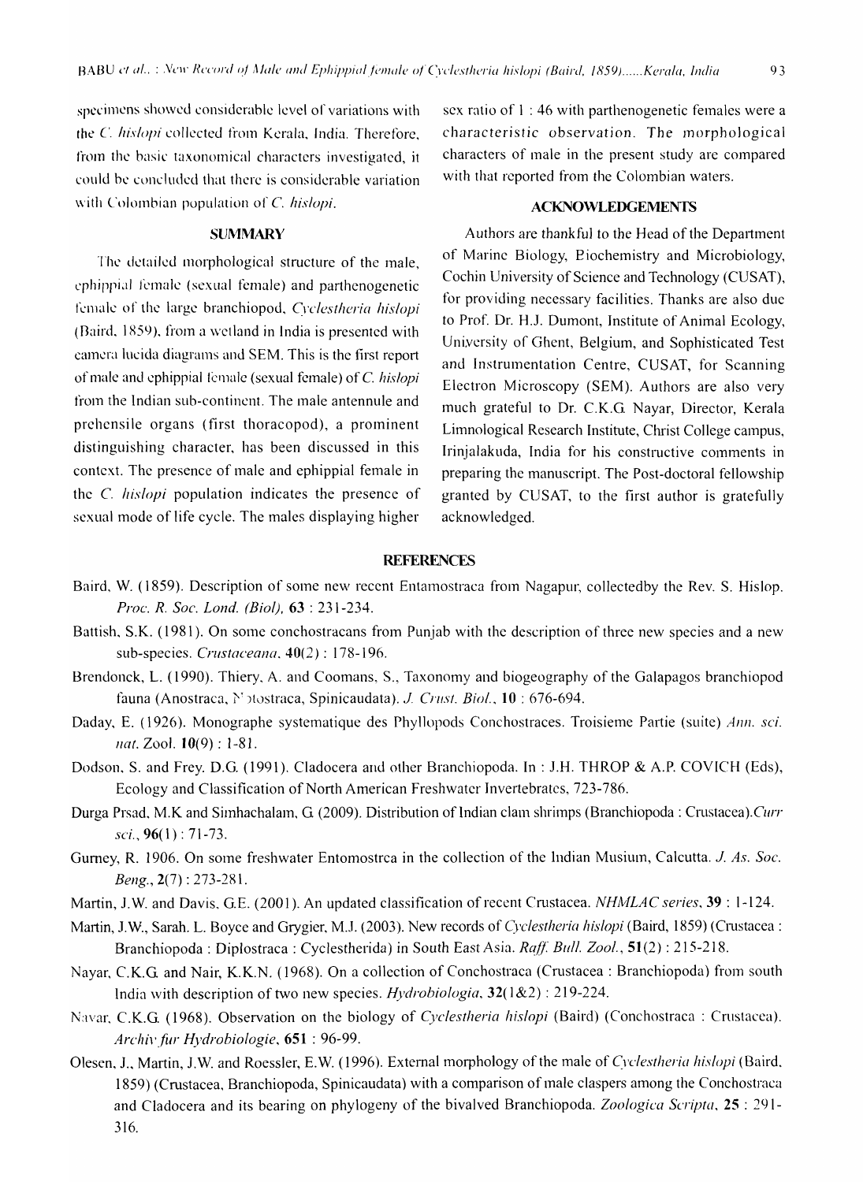specimens showed considerable level of variations with the *C. hislopi* collected from Kerala, India. Therefore, from the basic taxonomical characters investigated, it could be concluded that there is considerable variation with Colombian population of *C. hislopi*.

## SUMMARY

The detailed morphological structure of the male, ephippial female (sexual female) and parthenogenetic female of the large branchiopod, *Cyclestheria hislopi* (Baird, 1859), from a wetland in India is presented with camera lucida diagrams and SEM. This is the first report of male and ephippial female (sexual female) of *C. hislopi* from the Indian sub-continent. The male antennule and prehensile organs (first thoracopod), a prominent distinguishing character, has been discussed in this context. The presence of male and ephippial female in the *C. hislopi* population indicates the presence of sexual mode of life cycle. The males displaying higher sex ratio of 1 : 46 with parthenogenetic females were a characteristic observation. The morphological characters of male in the present study are compared with that reported from the Colombian waters.

## ACKNOWLEDGEMENTS

Authors are thankful to the Head of the Department of Marine Biology, Biochemistry and Microbiology, Cochin University of Science and Technology (CUSAT), for providing necessary facilities. Thanks are also due to Prof. Dr. H.J. Dumont, Institute of Animal Ecology, University of Ghent, Belgium, and Sophisticated Test and Instrumentation Centre, CUSAT, for Scanning Electron Microscopy (SEM). Authors are also very much grateful to Dr. C.K.G. Nayar, Director, Kerala Limnological Research Institute, Christ College campus, Irinjalakuda, India for his constructive comments in preparing the manuscript. The Post-doctoral fellowship granted by CUSAT, to the first author is gratefully acknowledged.

## REFERENCES

Baird, W. (1859). Description of some new recent Entamostraca from Nagapur, collectedby the Rev. S. Hislop. *Proc. R. Soc. Lond. (Biol)*, **63** : 231-234.

Battish, S.K. (1981). On some conchostracans from Punjab with the description of three new species and a new sub-species. *Crustaceana*, **40**(2) : 178-196.

Brendonck, L. (1990). Thiery, A. and Coomans, S., Taxonomy and biogeography of the Galapagos branchiopod fauna (Anostraca, Notostraca, Spinicaudata). *J. Crust. Biol.*, **10** : 676-694.

Daday, E. (1926). Monographe systematique des Phyllopods Conchostraces. Troisieme Partie (suite) *Ann. sci. nat.* Zool. **10**(9) : 1-81.

Dodson, S. and Frey. D.G. (1991). Cladocera and other Branchiopoda. In : J.H. THROP & A.P. COVICH (Eds), Ecology and Classification of North American Freshwater Invertebrates, 723-786.

Durga Prsad, M.K and Simhachalam, G. (2009). Distribution of Indian clam shrimps (Branchiopoda : Crustacea).*Curr sci.*, **96**(1) : 71-73.

Gurney, R. 1906. On some freshwater Entomostrca in the collection of the Indian Musium, Calcutta. *J. As. Soc. Beng.*, **2**(7) : 273-281.

Martin, J.W. and Davis, G.E. (2001). An updated classification of recent Crustacea. *NHMLAC series*, **39** : 1-124.

Martin, J.W., Sarah. L. Boyce and Grygier, M.J. (2003). New records of *Cyclestheria hislopi* (Baird, 1859) (Crustacea : Branchiopoda : Diplostraca : Cyclestherida) in South East Asia. *Raff. Bull. Zool.*, **51**(2) : 215-218.

Nayar, C.K.G. and Nair, K.K.N. (1968). On a collection of Conchostraca (Crustacea : Branchiopoda) from south India with description of two new species. *Hydrobiologia*, **32**(1&2) : 219-224.

Nayar, C.K.G. (1968). Observation on the biology of *Cyclestheria hislopi* (Baird) (Conchostraca : Crustacea). *Archiv fur Hydrobiologie*, **651** : 96-99.

Olesen, J., Martin, J.W. and Roessler, E.W. (1996). External morphology of the male of *Cyclestheria hislopi* (Baird, 1859) (Crustacea, Branchiopoda, Spinicaudata) with a comparison of male claspers among the Conchostraca and Cladocera and its bearing on phylogeny of the bivalved Branchiopoda. *Zoologica Scripta*, **25** : 291-316.